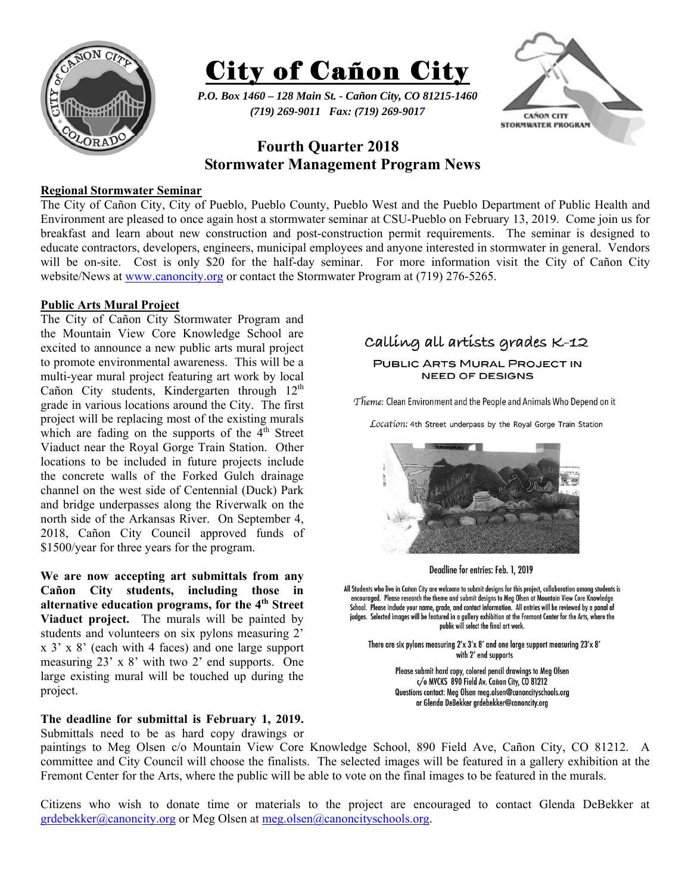# City of Cañon City

*P.O. Box 1460 – 128 Main St. - Cañon City, CO 81215-1460*
*(719) 269-9011 Fax: (719) 269-9017*

CAÑON CITY STORMWATER PROGRAM

## Fourth Quarter 2018
## Stormwater Management Program News

### Regional Stormwater Seminar

The City of Cañon City, City of Pueblo, Pueblo County, Pueblo West and the Pueblo Department of Public Health and Environment are pleased to once again host a stormwater seminar at CSU-Pueblo on February 13, 2019. Come join us for breakfast and learn about new construction and post-construction permit requirements. The seminar is designed to educate contractors, developers, engineers, municipal employees and anyone interested in stormwater in general. Vendors will be on-site. Cost is only $20 for the half-day seminar. For more information visit the City of Cañon City website/News at www.canoncity.org or contact the Stormwater Program at (719) 276-5265.

### Public Arts Mural Project

The City of Cañon City Stormwater Program and the Mountain View Core Knowledge School are excited to announce a new public arts mural project to promote environmental awareness. This will be a multi-year mural project featuring art work by local Cañon City students, Kindergarten through 12th grade in various locations around the City. The first project will be replacing most of the existing murals which are fading on the supports of the 4th Street Viaduct near the Royal Gorge Train Station. Other locations to be included in future projects include the concrete walls of the Forked Gulch drainage channel on the west side of Centennial (Duck) Park and bridge underpasses along the Riverwalk on the north side of the Arkansas River. On September 4, 2018, Cañon City Council approved funds of $1500/year for three years for the program.

**We are now accepting art submittals from any Cañon City students, including those in alternative education programs, for the 4th Street Viaduct project.** The murals will be painted by students and volunteers on six pylons measuring 2' x 3' x 8' (each with 4 faces) and one large support measuring 23' x 8' with two 2' end supports. One large existing mural will be touched up during the project.

**The deadline for submittal is February 1, 2019.** Submittals need to be as hard copy drawings or paintings to Meg Olsen c/o Mountain View Core Knowledge School, 890 Field Ave, Cañon City, CO 81212. A committee and City Council will choose the finalists. The selected images will be featured in a gallery exhibition at the Fremont Center for the Arts, where the public will be able to vote on the final images to be featured in the murals.

Calling all artists grades K-12

PUBLIC ARTS MURAL PROJECT IN NEED OF DESIGNS

*Theme:* Clean Environment and the People and Animals Who Depend on it

*Location:* 4th Street underpass by the Royal Gorge Train Station

Deadline for entries: Feb. 1, 2019

All Students who live in Cañon City are welcome to submit designs for this project, collaboration among students is encouraged. Please research the theme and submit designs to Meg Olsen at Mountain View Core Knowledge School. Please include your name, grade, and contact information. All entries will be reviewed by a panel of judges. Selected images will be featured in a gallery exhibition at the Fremont Center for the Arts, where the public will select the final art work.

There are six pylons measuring 2'x 3'x 8' and one large support measuring 23'x 8' with 2' end supports

Please submit hard copy, colored pencil drawings to Meg Olsen c/o MVCKS 890 Field Av. Cañon City, CO 81212
Questions contact: Meg Olsen meg.olsen@canoncityschools.org or Glenda DeBekker grdebekker@canoncity.org

Citizens who wish to donate time or materials to the project are encouraged to contact Glenda DeBekker at grdebekker@canoncity.org or Meg Olsen at meg.olsen@canoncityschools.org.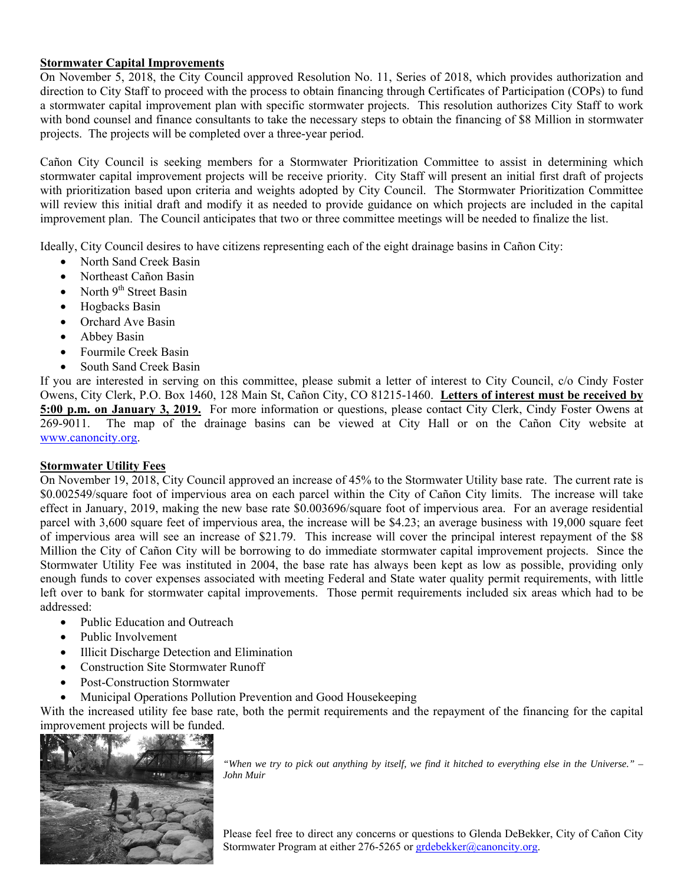**Stormwater Capital Improvements**

On November 5, 2018, the City Council approved Resolution No. 11, Series of 2018, which provides authorization and direction to City Staff to proceed with the process to obtain financing through Certificates of Participation (COPs) to fund a stormwater capital improvement plan with specific stormwater projects. This resolution authorizes City Staff to work with bond counsel and finance consultants to take the necessary steps to obtain the financing of $8 Million in stormwater projects. The projects will be completed over a three-year period.

Cañon City Council is seeking members for a Stormwater Prioritization Committee to assist in determining which stormwater capital improvement projects will be receive priority. City Staff will present an initial first draft of projects with prioritization based upon criteria and weights adopted by City Council. The Stormwater Prioritization Committee will review this initial draft and modify it as needed to provide guidance on which projects are included in the capital improvement plan. The Council anticipates that two or three committee meetings will be needed to finalize the list.

Ideally, City Council desires to have citizens representing each of the eight drainage basins in Cañon City:

- North Sand Creek Basin
- Northeast Cañon Basin
- North 9th Street Basin
- Hogbacks Basin
- Orchard Ave Basin
- Abbey Basin
- Fourmile Creek Basin
- South Sand Creek Basin

If you are interested in serving on this committee, please submit a letter of interest to City Council, c/o Cindy Foster Owens, City Clerk, P.O. Box 1460, 128 Main St, Cañon City, CO 81215-1460. **Letters of interest must be received by 5:00 p.m. on January 3, 2019.** For more information or questions, please contact City Clerk, Cindy Foster Owens at 269-9011. The map of the drainage basins can be viewed at City Hall or on the Cañon City website at www.canoncity.org.

**Stormwater Utility Fees**

On November 19, 2018, City Council approved an increase of 45% to the Stormwater Utility base rate. The current rate is $0.002549/square foot of impervious area on each parcel within the City of Cañon City limits. The increase will take effect in January, 2019, making the new base rate $0.003696/square foot of impervious area. For an average residential parcel with 3,600 square feet of impervious area, the increase will be $4.23; an average business with 19,000 square feet of impervious area will see an increase of $21.79. This increase will cover the principal interest repayment of the $8 Million the City of Cañon City will be borrowing to do immediate stormwater capital improvement projects. Since the Stormwater Utility Fee was instituted in 2004, the base rate has always been kept as low as possible, providing only enough funds to cover expenses associated with meeting Federal and State water quality permit requirements, with little left over to bank for stormwater capital improvements. Those permit requirements included six areas which had to be addressed:

- Public Education and Outreach
- Public Involvement
- Illicit Discharge Detection and Elimination
- Construction Site Stormwater Runoff
- Post-Construction Stormwater
- Municipal Operations Pollution Prevention and Good Housekeeping

With the increased utility fee base rate, both the permit requirements and the repayment of the financing for the capital improvement projects will be funded.

*"When we try to pick out anything by itself, we find it hitched to everything else in the Universe." – John Muir*

Please feel free to direct any concerns or questions to Glenda DeBekker, City of Cañon City Stormwater Program at either 276-5265 or grdebekker@canoncity.org.